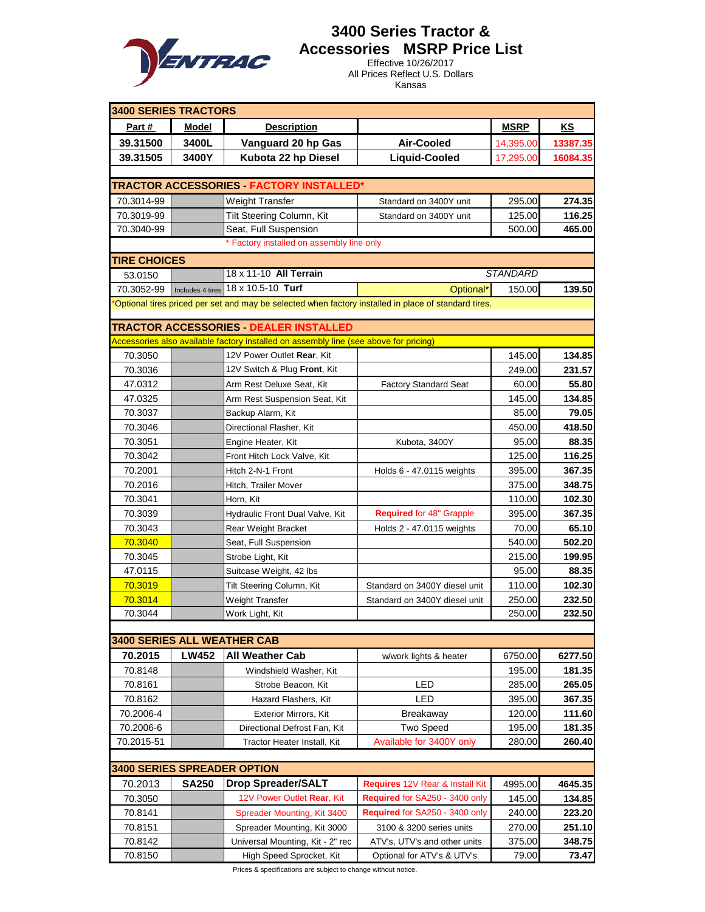# 3400 Series Tractor & Accessories MSRP Price List

Effective 10/26/2017
All Prices Reflect U.S. Dollars
Kansas

| Part # | Model | Description | | MSRP | KS |
|---|---|---|---|---|---|
| **3400 SERIES TRACTORS** | | | | | |
| **39.31500** | **3400L** | **Vanguard 20 hp Gas** | **Air-Cooled** | 14,395.00 | **13387.35** |
| **39.31505** | **3400Y** | **Kubota 22 hp Diesel** | **Liquid-Cooled** | 17,295.00 | **16084.35** |
| **TRACTOR ACCESSORIES - FACTORY INSTALLED*** | | | | | |
| 70.3014-99 | | Weight Transfer | Standard on 3400Y unit | 295.00 | **274.35** |
| 70.3019-99 | | Tilt Steering Column, Kit | Standard on 3400Y unit | 125.00 | **116.25** |
| 70.3040-99 | | Seat, Full Suspension | | 500.00 | **465.00** |
| | | * Factory installed on assembly line only | | | |
| **TIRE CHOICES** | | | | | |
| 53.0150 | | 18 x 11-10 **All Terrain** | | *STANDARD* | |
| 70.3052-99 | Includes 4 tires | 18 x 10.5-10 **Turf** | Optional* | 150.00 | **139.50** |
| *Optional tires priced per set and may be selected when factory installed in place of standard tires. | | | | | |
| **TRACTOR ACCESSORIES - DEALER INSTALLED** | | | | | |
| Accessories also available factory installed on assembly line (see above for pricing) | | | | | |
| 70.3050 | | 12V Power Outlet **Rear**, Kit | | 145.00 | **134.85** |
| 70.3036 | | 12V Switch & Plug **Front**, Kit | | 249.00 | **231.57** |
| 47.0312 | | Arm Rest Deluxe Seat, Kit | Factory Standard Seat | 60.00 | **55.80** |
| 47.0325 | | Arm Rest Suspension Seat, Kit | | 145.00 | **134.85** |
| 70.3037 | | Backup Alarm, Kit | | 85.00 | **79.05** |
| 70.3046 | | Directional Flasher, Kit | | 450.00 | **418.50** |
| 70.3051 | | Engine Heater, Kit | Kubota, 3400Y | 95.00 | **88.35** |
| 70.3042 | | Front Hitch Lock Valve, Kit | | 125.00 | **116.25** |
| 70.2001 | | Hitch 2-N-1 Front | Holds 6 - 47.0115 weights | 395.00 | **367.35** |
| 70.2016 | | Hitch, Trailer Mover | | 375.00 | **348.75** |
| 70.3041 | | Horn, Kit | | 110.00 | **102.30** |
| 70.3039 | | Hydraulic Front Dual Valve, Kit | **Required** for 48" Grapple | 395.00 | **367.35** |
| 70.3043 | | Rear Weight Bracket | Holds 2 - 47.0115 weights | 70.00 | **65.10** |
| 70.3040 | | Seat, Full Suspension | | 540.00 | **502.20** |
| 70.3045 | | Strobe Light, Kit | | 215.00 | **199.95** |
| 47.0115 | | Suitcase Weight, 42 lbs | | 95.00 | **88.35** |
| 70.3019 | | Tilt Steering Column, Kit | Standard on 3400Y diesel unit | 110.00 | **102.30** |
| 70.3014 | | Weight Transfer | Standard on 3400Y diesel unit | 250.00 | **232.50** |
| 70.3044 | | Work Light, Kit | | 250.00 | **232.50** |
| **3400 SERIES ALL WEATHER CAB** | | | | | |
| **70.2015** | **LW452** | **All Weather Cab** | w/work lights & heater | 6750.00 | **6277.50** |
| 70.8148 | | Windshield Washer, Kit | | 195.00 | **181.35** |
| 70.8161 | | Strobe Beacon, Kit | LED | 285.00 | **265.05** |
| 70.8162 | | Hazard Flashers, Kit | LED | 395.00 | **367.35** |
| 70.2006-4 | | Exterior Mirrors, Kit | Breakaway | 120.00 | **111.60** |
| 70.2006-6 | | Directional Defrost Fan, Kit | Two Speed | 195.00 | **181.35** |
| 70.2015-51 | | Tractor Heater Install, Kit | Available for 3400Y only | 280.00 | **260.40** |
| **3400 SERIES SPREADER OPTION** | | | | | |
| 70.2013 | **SA250** | **Drop Spreader/SALT** | **Requires** 12V Rear & Install Kit | 4995.00 | **4645.35** |
| 70.3050 | | 12V Power Outlet **Rear**, Kit | **Required** for SA250 - 3400 only | 145.00 | **134.85** |
| 70.8141 | | Spreader Mounting, Kit 3400 | **Required** for SA250 - 3400 only | 240.00 | **223.20** |
| 70.8151 | | Spreader Mounting, Kit 3000 | 3100 & 3200 series units | 270.00 | **251.10** |
| 70.8142 | | Universal Mounting, Kit - 2" rec | ATV's, UTV's and other units | 375.00 | **348.75** |
| 70.8150 | | High Speed Sprocket, Kit | Optional for ATV's & UTV's | 79.00 | **73.47** |

Prices & specifications are subject to change without notice.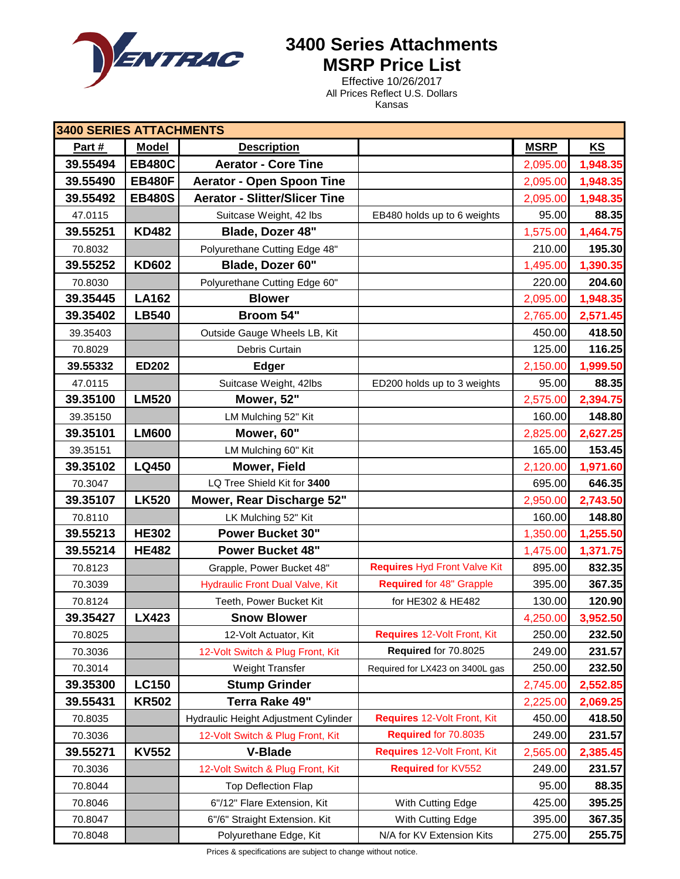# 3400 Series Attachments MSRP Price List

Effective 10/26/2017
All Prices Reflect U.S. Dollars
Kansas

| 3400 SERIES ATTACHMENTS | | | | | |
|---|---|---|---|---|---|
| **Part #** | **Model** | **Description** | | **MSRP** | **KS** |
| **39.55494** | **EB480C** | **Aerator - Core Tine** | | 2,095.00 | **1,948.35** |
| **39.55490** | **EB480F** | **Aerator - Open Spoon Tine** | | 2,095.00 | **1,948.35** |
| **39.55492** | **EB480S** | **Aerator - Slitter/Slicer Tine** | | 2,095.00 | **1,948.35** |
| 47.0115 | | Suitcase Weight, 42 lbs | EB480 holds up to 6 weights | 95.00 | **88.35** |
| **39.55251** | **KD482** | **Blade, Dozer 48"** | | 1,575.00 | **1,464.75** |
| 70.8032 | | Polyurethane Cutting Edge 48" | | 210.00 | **195.30** |
| **39.55252** | **KD602** | **Blade, Dozer 60"** | | 1,495.00 | **1,390.35** |
| 70.8030 | | Polyurethane Cutting Edge 60" | | 220.00 | **204.60** |
| **39.35445** | **LA162** | **Blower** | | 2,095.00 | **1,948.35** |
| **39.35402** | **LB540** | **Broom 54"** | | 2,765.00 | **2,571.45** |
| 39.35403 | | Outside Gauge Wheels LB, Kit | | 450.00 | **418.50** |
| 70.8029 | | Debris Curtain | | 125.00 | **116.25** |
| **39.55332** | **ED202** | **Edger** | | 2,150.00 | **1,999.50** |
| 47.0115 | | Suitcase Weight, 42lbs | ED200 holds up to 3 weights | 95.00 | **88.35** |
| **39.35100** | **LM520** | **Mower, 52"** | | 2,575.00 | **2,394.75** |
| 39.35150 | | LM Mulching 52" Kit | | 160.00 | **148.80** |
| **39.35101** | **LM600** | **Mower, 60"** | | 2,825.00 | **2,627.25** |
| 39.35151 | | LM Mulching 60" Kit | | 165.00 | **153.45** |
| **39.35102** | **LQ450** | **Mower, Field** | | 2,120.00 | **1,971.60** |
| 70.3047 | | LQ Tree Shield Kit for **3400** | | 695.00 | **646.35** |
| **39.35107** | **LK520** | **Mower, Rear Discharge 52"** | | 2,950.00 | **2,743.50** |
| 70.8110 | | LK Mulching 52" Kit | | 160.00 | **148.80** |
| **39.55213** | **HE302** | **Power Bucket 30"** | | 1,350.00 | **1,255.50** |
| **39.55214** | **HE482** | **Power Bucket 48"** | | 1,475.00 | **1,371.75** |
| 70.8123 | | Grapple, Power Bucket 48" | **Requires** Hyd Front Valve Kit | 895.00 | **832.35** |
| 70.3039 | | Hydraulic Front Dual Valve, Kit | **Required** for 48" Grapple | 395.00 | **367.35** |
| 70.8124 | | Teeth, Power Bucket Kit | for HE302 & HE482 | 130.00 | **120.90** |
| **39.35427** | **LX423** | **Snow Blower** | | 4,250.00 | **3,952.50** |
| 70.8025 | | 12-Volt Actuator, Kit | **Requires** 12-Volt Front, Kit | 250.00 | **232.50** |
| 70.3036 | | 12-Volt Switch & Plug Front, Kit | **Required** for 70.8025 | 249.00 | **231.57** |
| 70.3014 | | Weight Transfer | Required for LX423 on 3400L gas | 250.00 | **232.50** |
| **39.35300** | **LC150** | **Stump Grinder** | | 2,745.00 | **2,552.85** |
| **39.55431** | **KR502** | **Terra Rake 49"** | | 2,225.00 | **2,069.25** |
| 70.8035 | | Hydraulic Height Adjustment Cylinder | **Requires** 12-Volt Front, Kit | 450.00 | **418.50** |
| 70.3036 | | 12-Volt Switch & Plug Front, Kit | **Required** for 70.8035 | 249.00 | **231.57** |
| **39.55271** | **KV552** | **V-Blade** | **Requires** 12-Volt Front, Kit | 2,565.00 | **2,385.45** |
| 70.3036 | | 12-Volt Switch & Plug Front, Kit | **Required** for KV552 | 249.00 | **231.57** |
| 70.8044 | | Top Deflection Flap | | 95.00 | **88.35** |
| 70.8046 | | 6"/12" Flare Extension, Kit | With Cutting Edge | 425.00 | **395.25** |
| 70.8047 | | 6"/6" Straight Extension. Kit | With Cutting Edge | 395.00 | **367.35** |
| 70.8048 | | Polyurethane Edge, Kit | N/A for KV Extension Kits | 275.00 | **255.75** |

Prices & specifications are subject to change without notice.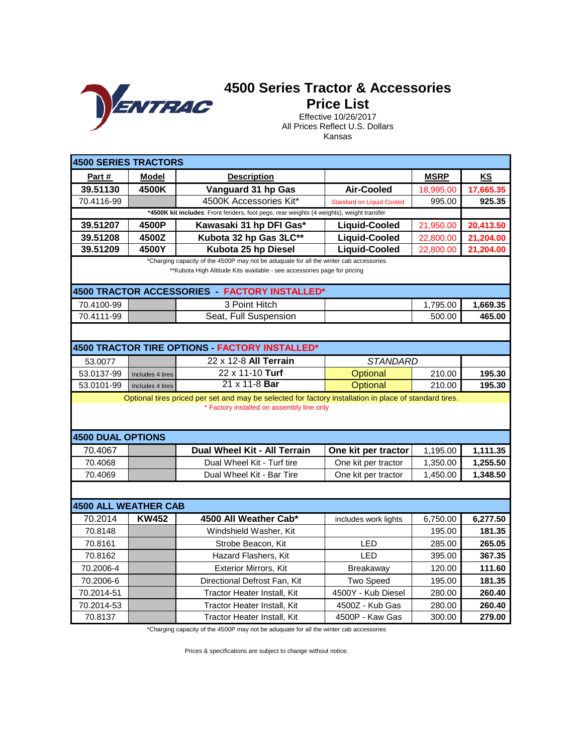# 4500 Series Tractor & Accessories Price List

Effective 10/26/2017
All Prices Reflect U.S. Dollars
Kansas

| **4500 SERIES TRACTORS** | | | | | |
|---|---|---|---|---|---|
| **Part #** | **Model** | **Description** | | **MSRP** | **KS** |
| **39.51130** | **4500K** | **Vanguard 31 hp Gas** | **Air-Cooled** | 18,995.00 | **17,665.35** |
| 70.4116-99 | | 4500K Accessories Kit* | Standard on Liquid Cooled | 995.00 | **925.35** |
| ***4500K kit includes**: Front fenders, foot pegs, rear weights (4 weights), weight transfer | | | | | |
| **39.51207** | **4500P** | **Kawasaki 31 hp DFI Gas*** | **Liquid-Cooled** | 21,950.00 | **20,413.50** |
| **39.51208** | **4500Z** | **Kubota 32 hp Gas 3LC**** | **Liquid-Cooled** | 22,800.00 | **21,204.00** |
| **39.51209** | **4500Y** | **Kubota 25 hp Diesel** | **Liquid-Cooled** | 22,800.00 | **21,204.00** |

*Charging capacity of the 4500P may not be aduquate for all the winter cab accessories
**Kubota High Altitude Kits available - see accessories page for pricing

| **4500 TRACTOR ACCESSORIES - FACTORY INSTALLED*** | | | | | |
|---|---|---|---|---|---|
| 70.4100-99 | | 3 Point Hitch | | 1,795.00 | **1,669.35** |
| 70.4111-99 | | Seat, Full Suspension | | 500.00 | **465.00** |

| **4500 TRACTOR TIRE OPTIONS - FACTORY INSTALLED*** | | | | | |
|---|---|---|---|---|---|
| 53.0077 | | 22 x 12-8 **All Terrain** | *STANDARD* | | |
| 53.0137-99 | Includes 4 tires | 22 x 11-10 **Turf** | Optional | 210.00 | **195.30** |
| 53.0101-99 | Includes 4 tires | 21 x 11-8 **Bar** | Optional | 210.00 | **195.30** |

Optional tires priced per set and may be selected for factory installation in place of standard tires.
* Factory installed on assembly line only

| **4500 DUAL OPTIONS** | | | | | |
|---|---|---|---|---|---|
| 70.4067 | | **Dual Wheel Kit - All Terrain** | **One kit per tractor** | 1,195.00 | **1,111.35** |
| 70.4068 | | Dual Wheel Kit - Turf tire | One kit per tractor | 1,350.00 | **1,255.50** |
| 70.4069 | | Dual Wheel Kit - Bar Tire | One kit per tractor | 1,450.00 | **1,348.50** |

| **4500 ALL WEATHER CAB** | | | | | |
|---|---|---|---|---|---|
| 70.2014 | **KW452** | **4500 All Weather Cab*** | includes work lights | 6,750.00 | **6,277.50** |
| 70.8148 | | Windshield Washer, Kit | | 195.00 | **181.35** |
| 70.8161 | | Strobe Beacon, Kit | LED | 285.00 | **265.05** |
| 70.8162 | | Hazard Flashers, Kit | LED | 395.00 | **367.35** |
| 70.2006-4 | | Exterior Mirrors, Kit | Breakaway | 120.00 | **111.60** |
| 70.2006-6 | | Directional Defrost Fan, Kit | Two Speed | 195.00 | **181.35** |
| 70.2014-51 | | Tractor Heater Install, Kit | 4500Y - Kub Diesel | 280.00 | **260.40** |
| 70.2014-53 | | Tractor Heater Install, Kit | 4500Z - Kub Gas | 280.00 | **260.40** |
| 70.8137 | | Tractor Heater Install, Kit | 4500P - Kaw Gas | 300.00 | **279.00** |

*Charging capacity of the 4500P may not be aduquate for all the winter cab accessories

Prices & specifications are subject to change without notice.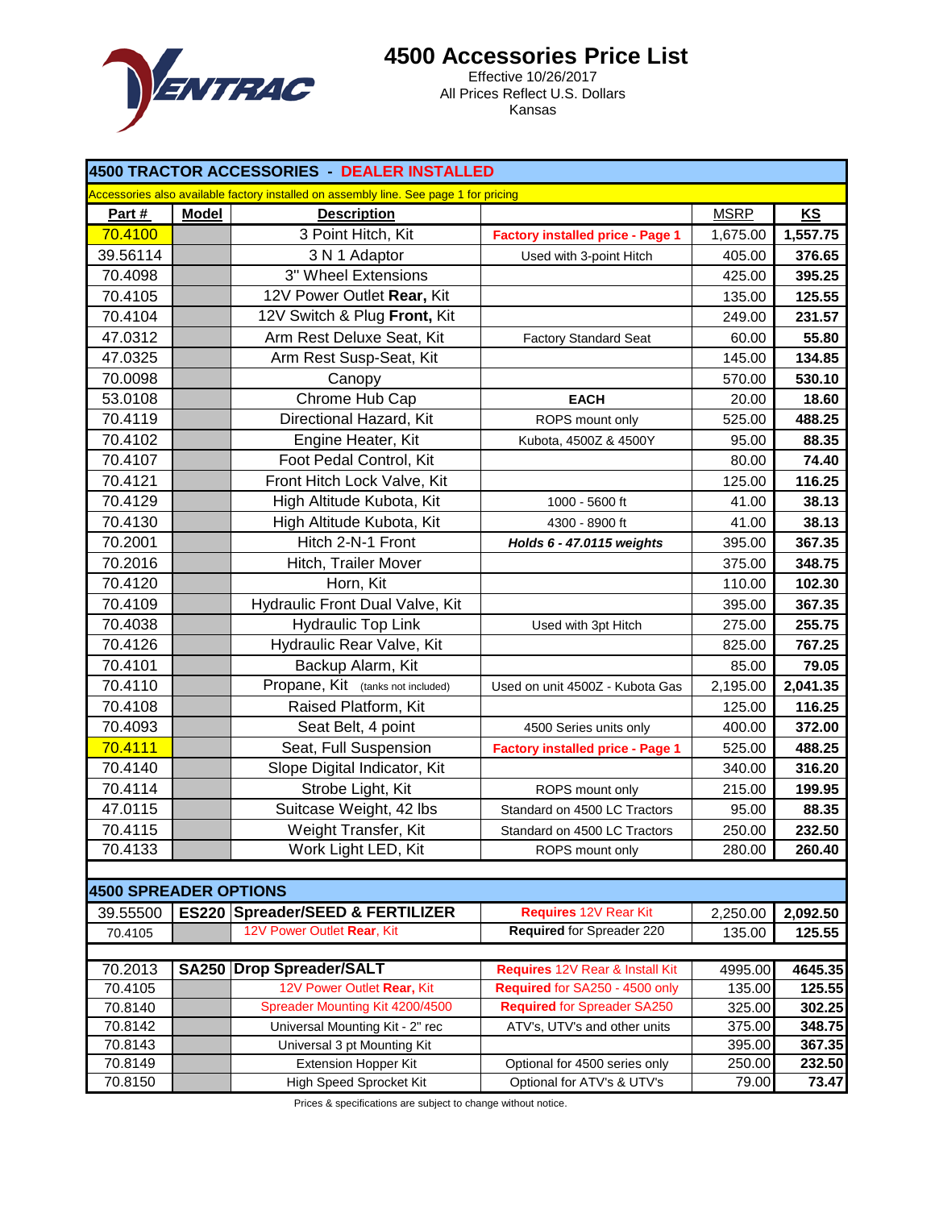# 4500 Accessories Price List

Effective 10/26/2017
All Prices Reflect U.S. Dollars
Kansas

| **4500 TRACTOR ACCESSORIES - DEALER INSTALLED** | | | | | |
|---|---|---|---|---|---|
| Accessories also available factory installed on assembly line. See page 1 for pricing | | | | | |
| **Part #** | **Model** | **Description** | | MSRP | **KS** |
| 70.4100 | | 3 Point Hitch, Kit | **Factory installed price - Page 1** | 1,675.00 | **1,557.75** |
| 39.56114 | | 3 N 1 Adaptor | Used with 3-point Hitch | 405.00 | **376.65** |
| 70.4098 | | 3" Wheel Extensions | | 425.00 | **395.25** |
| 70.4105 | | 12V Power Outlet **Rear,** Kit | | 135.00 | **125.55** |
| 70.4104 | | 12V Switch & Plug **Front,** Kit | | 249.00 | **231.57** |
| 47.0312 | | Arm Rest Deluxe Seat, Kit | Factory Standard Seat | 60.00 | **55.80** |
| 47.0325 | | Arm Rest Susp-Seat, Kit | | 145.00 | **134.85** |
| 70.0098 | | Canopy | | 570.00 | **530.10** |
| 53.0108 | | Chrome Hub Cap | **EACH** | 20.00 | **18.60** |
| 70.4119 | | Directional Hazard, Kit | ROPS mount only | 525.00 | **488.25** |
| 70.4102 | | Engine Heater, Kit | Kubota, 4500Z & 4500Y | 95.00 | **88.35** |
| 70.4107 | | Foot Pedal Control, Kit | | 80.00 | **74.40** |
| 70.4121 | | Front Hitch Lock Valve, Kit | | 125.00 | **116.25** |
| 70.4129 | | High Altitude Kubota, Kit | 1000 - 5600 ft | 41.00 | **38.13** |
| 70.4130 | | High Altitude Kubota, Kit | 4300 - 8900 ft | 41.00 | **38.13** |
| 70.2001 | | Hitch 2-N-1 Front | ***Holds 6 - 47.0115 weights*** | 395.00 | **367.35** |
| 70.2016 | | Hitch, Trailer Mover | | 375.00 | **348.75** |
| 70.4120 | | Horn, Kit | | 110.00 | **102.30** |
| 70.4109 | | Hydraulic Front Dual Valve, Kit | | 395.00 | **367.35** |
| 70.4038 | | Hydraulic Top Link | Used with 3pt Hitch | 275.00 | **255.75** |
| 70.4126 | | Hydraulic Rear Valve, Kit | | 825.00 | **767.25** |
| 70.4101 | | Backup Alarm, Kit | | 85.00 | **79.05** |
| 70.4110 | | Propane, Kit (tanks not included) | Used on unit 4500Z - Kubota Gas | 2,195.00 | **2,041.35** |
| 70.4108 | | Raised Platform, Kit | | 125.00 | **116.25** |
| 70.4093 | | Seat Belt, 4 point | 4500 Series units only | 400.00 | **372.00** |
| 70.4111 | | Seat, Full Suspension | **Factory installed price - Page 1** | 525.00 | **488.25** |
| 70.4140 | | Slope Digital Indicator, Kit | | 340.00 | **316.20** |
| 70.4114 | | Strobe Light, Kit | ROPS mount only | 215.00 | **199.95** |
| 47.0115 | | Suitcase Weight, 42 lbs | Standard on 4500 LC Tractors | 95.00 | **88.35** |
| 70.4115 | | Weight Transfer, Kit | Standard on 4500 LC Tractors | 250.00 | **232.50** |
| 70.4133 | | Work Light LED, Kit | ROPS mount only | 280.00 | **260.40** |
| | | | | | |
| **4500 SPREADER OPTIONS** | | | | | |
| 39.55500 | **ES220** | **Spreader/SEED & FERTILIZER** | **Requires** 12V Rear Kit | 2,250.00 | **2,092.50** |
| 70.4105 | | 12V Power Outlet **Rear**, Kit | **Required** for Spreader 220 | 135.00 | **125.55** |
| | | | | | |
| 70.2013 | **SA250** | **Drop Spreader/SALT** | **Requires** 12V Rear & Install Kit | 4995.00 | **4645.35** |
| 70.4105 | | 12V Power Outlet **Rear,** Kit | **Required** for SA250 - 4500 only | 135.00 | **125.55** |
| 70.8140 | | Spreader Mounting Kit 4200/4500 | **Required** for Spreader SA250 | 325.00 | **302.25** |
| 70.8142 | | Universal Mounting Kit - 2" rec | ATV's, UTV's and other units | 375.00 | **348.75** |
| 70.8143 | | Universal 3 pt Mounting Kit | | 395.00 | **367.35** |
| 70.8149 | | Extension Hopper Kit | Optional for 4500 series only | 250.00 | **232.50** |
| 70.8150 | | High Speed Sprocket Kit | Optional for ATV's & UTV's | 79.00 | **73.47** |

Prices & specifications are subject to change without notice.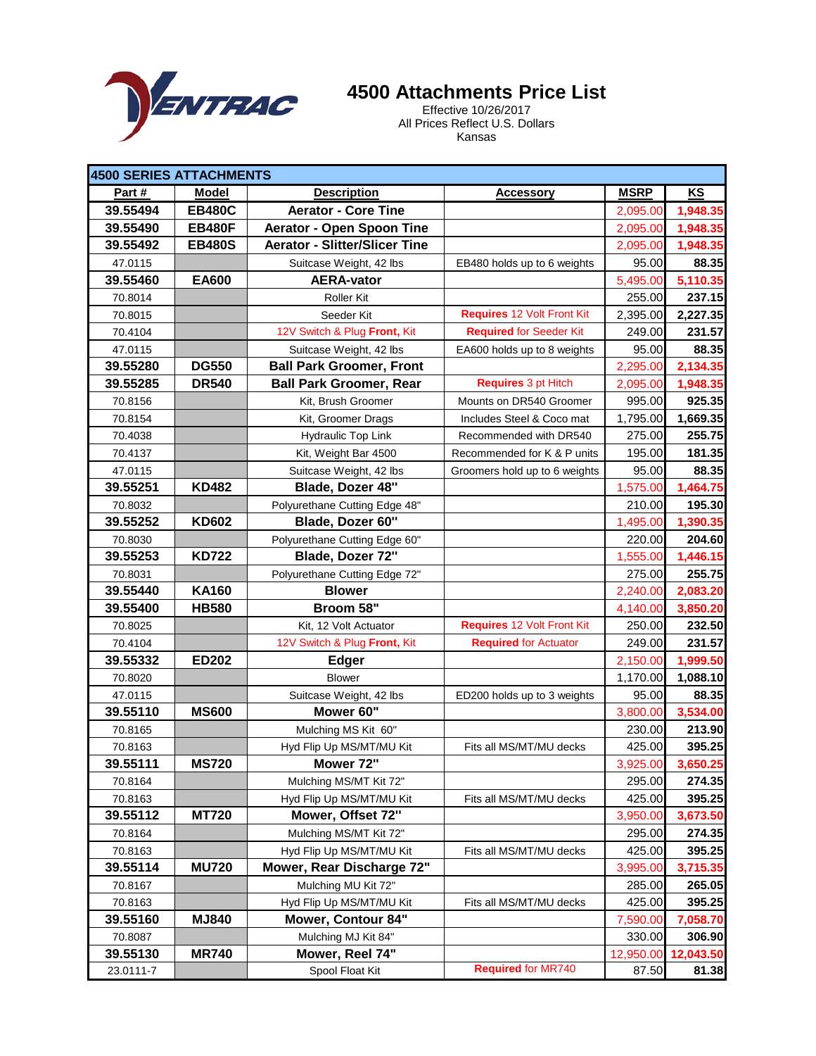# 4500 Attachments Price List

Effective 10/26/2017
All Prices Reflect U.S. Dollars
Kansas

| **4500 SERIES ATTACHMENTS** | | | | | |
|---|---|---|---|---|---|
| **Part #** | **Model** | **Description** | **Accessory** | **MSRP** | **KS** |
| **39.55494** | **EB480C** | **Aerator - Core Tine** | | 2,095.00 | **1,948.35** |
| **39.55490** | **EB480F** | **Aerator - Open Spoon Tine** | | 2,095.00 | **1,948.35** |
| **39.55492** | **EB480S** | **Aerator - Slitter/Slicer Tine** | | 2,095.00 | **1,948.35** |
| 47.0115 | | Suitcase Weight, 42 lbs | EB480 holds up to 6 weights | 95.00 | **88.35** |
| **39.55460** | **EA600** | **AERA-vator** | | 5,495.00 | **5,110.35** |
| 70.8014 | | Roller Kit | | 255.00 | **237.15** |
| 70.8015 | | Seeder Kit | **Requires** 12 Volt Front Kit | 2,395.00 | **2,227.35** |
| 70.4104 | | 12V Switch & Plug **Front,** Kit | **Required** for Seeder Kit | 249.00 | **231.57** |
| 47.0115 | | Suitcase Weight, 42 lbs | EA600 holds up to 8 weights | 95.00 | **88.35** |
| **39.55280** | **DG550** | **Ball Park Groomer, Front** | | 2,295.00 | **2,134.35** |
| **39.55285** | **DR540** | **Ball Park Groomer, Rear** | **Requires** 3 pt Hitch | 2,095.00 | **1,948.35** |
| 70.8156 | | Kit, Brush Groomer | Mounts on DR540 Groomer | 995.00 | **925.35** |
| 70.8154 | | Kit, Groomer Drags | Includes Steel & Coco mat | 1,795.00 | **1,669.35** |
| 70.4038 | | Hydraulic Top Link | Recommended with DR540 | 275.00 | **255.75** |
| 70.4137 | | Kit, Weight Bar 4500 | Recommended for K & P units | 195.00 | **181.35** |
| 47.0115 | | Suitcase Weight, 42 lbs | Groomers hold up to 6 weights | 95.00 | **88.35** |
| **39.55251** | **KD482** | **Blade, Dozer 48"** | | 1,575.00 | **1,464.75** |
| 70.8032 | | Polyurethane Cutting Edge 48" | | 210.00 | **195.30** |
| **39.55252** | **KD602** | **Blade, Dozer 60"** | | 1,495.00 | **1,390.35** |
| 70.8030 | | Polyurethane Cutting Edge 60" | | 220.00 | **204.60** |
| **39.55253** | **KD722** | **Blade, Dozer 72"** | | 1,555.00 | **1,446.15** |
| 70.8031 | | Polyurethane Cutting Edge 72" | | 275.00 | **255.75** |
| **39.55440** | **KA160** | **Blower** | | 2,240.00 | **2,083.20** |
| **39.55400** | **HB580** | **Broom 58"** | | 4,140.00 | **3,850.20** |
| 70.8025 | | Kit, 12 Volt Actuator | **Requires** 12 Volt Front Kit | 250.00 | **232.50** |
| 70.4104 | | 12V Switch & Plug **Front,** Kit | **Required** for Actuator | 249.00 | **231.57** |
| **39.55332** | **ED202** | **Edger** | | 2,150.00 | **1,999.50** |
| 70.8020 | | Blower | | 1,170.00 | **1,088.10** |
| 47.0115 | | Suitcase Weight, 42 lbs | ED200 holds up to 3 weights | 95.00 | **88.35** |
| **39.55110** | **MS600** | **Mower 60"** | | 3,800.00 | **3,534.00** |
| 70.8165 | | Mulching MS Kit 60" | | 230.00 | **213.90** |
| 70.8163 | | Hyd Flip Up MS/MT/MU Kit | Fits all MS/MT/MU decks | 425.00 | **395.25** |
| **39.55111** | **MS720** | **Mower 72"** | | 3,925.00 | **3,650.25** |
| 70.8164 | | Mulching MS/MT Kit 72" | | 295.00 | **274.35** |
| 70.8163 | | Hyd Flip Up MS/MT/MU Kit | Fits all MS/MT/MU decks | 425.00 | **395.25** |
| **39.55112** | **MT720** | **Mower, Offset 72"** | | 3,950.00 | **3,673.50** |
| 70.8164 | | Mulching MS/MT Kit 72" | | 295.00 | **274.35** |
| 70.8163 | | Hyd Flip Up MS/MT/MU Kit | Fits all MS/MT/MU decks | 425.00 | **395.25** |
| **39.55114** | **MU720** | **Mower, Rear Discharge 72"** | | 3,995.00 | **3,715.35** |
| 70.8167 | | Mulching MU Kit 72" | | 285.00 | **265.05** |
| 70.8163 | | Hyd Flip Up MS/MT/MU Kit | Fits all MS/MT/MU decks | 425.00 | **395.25** |
| **39.55160** | **MJ840** | **Mower, Contour 84"** | | 7,590.00 | **7,058.70** |
| 70.8087 | | Mulching MJ Kit 84" | | 330.00 | **306.90** |
| **39.55130** | **MR740** | **Mower, Reel 74"** | | 12,950.00 | **12,043.50** |
| 23.0111-7 | | Spool Float Kit | **Required** for MR740 | 87.50 | **81.38** |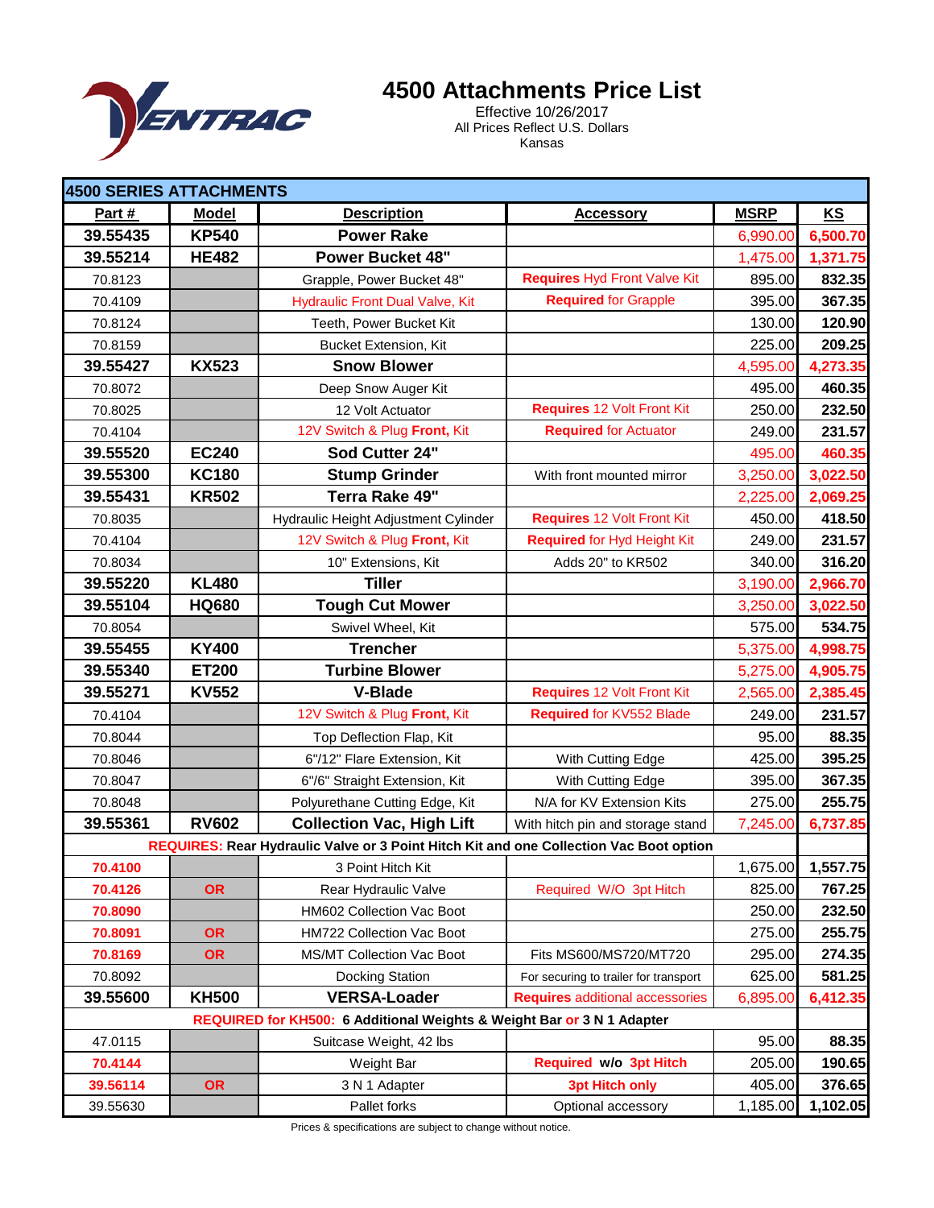# 4500 Attachments Price List

Effective 10/26/2017
All Prices Reflect U.S. Dollars
Kansas

| 4500 SERIES ATTACHMENTS | | | | | |
|---|---|---|---|---|---|
| **Part #** | **Model** | **Description** | **Accessory** | **MSRP** | **KS** |
| **39.55435** | **KP540** | **Power Rake** | | 6,990.00 | **6,500.70** |
| **39.55214** | **HE482** | **Power Bucket 48"** | | 1,475.00 | **1,371.75** |
| 70.8123 | | Grapple, Power Bucket 48" | **Requires** Hyd Front Valve Kit | 895.00 | **832.35** |
| 70.4109 | | Hydraulic Front Dual Valve, Kit | **Required** for Grapple | 395.00 | **367.35** |
| 70.8124 | | Teeth, Power Bucket Kit | | 130.00 | **120.90** |
| 70.8159 | | Bucket Extension, Kit | | 225.00 | **209.25** |
| **39.55427** | **KX523** | **Snow Blower** | | 4,595.00 | **4,273.35** |
| 70.8072 | | Deep Snow Auger Kit | | 495.00 | **460.35** |
| 70.8025 | | 12 Volt Actuator | **Requires** 12 Volt Front Kit | 250.00 | **232.50** |
| 70.4104 | | 12V Switch & Plug **Front**, Kit | **Required** for Actuator | 249.00 | **231.57** |
| **39.55520** | **EC240** | **Sod Cutter 24"** | | 495.00 | **460.35** |
| **39.55300** | **KC180** | **Stump Grinder** | With front mounted mirror | 3,250.00 | **3,022.50** |
| **39.55431** | **KR502** | **Terra Rake 49"** | | 2,225.00 | **2,069.25** |
| 70.8035 | | Hydraulic Height Adjustment Cylinder | **Requires** 12 Volt Front Kit | 450.00 | **418.50** |
| 70.4104 | | 12V Switch & Plug **Front**, Kit | **Required** for Hyd Height Kit | 249.00 | **231.57** |
| 70.8034 | | 10" Extensions, Kit | Adds 20" to KR502 | 340.00 | **316.20** |
| **39.55220** | **KL480** | **Tiller** | | 3,190.00 | **2,966.70** |
| **39.55104** | **HQ680** | **Tough Cut Mower** | | 3,250.00 | **3,022.50** |
| 70.8054 | | Swivel Wheel, Kit | | 575.00 | **534.75** |
| **39.55455** | **KY400** | **Trencher** | | 5,375.00 | **4,998.75** |
| **39.55340** | **ET200** | **Turbine Blower** | | 5,275.00 | **4,905.75** |
| **39.55271** | **KV552** | **V-Blade** | **Requires** 12 Volt Front Kit | 2,565.00 | **2,385.45** |
| 70.4104 | | 12V Switch & Plug **Front**, Kit | **Required** for KV552 Blade | 249.00 | **231.57** |
| 70.8044 | | Top Deflection Flap, Kit | | 95.00 | **88.35** |
| 70.8046 | | 6"/12" Flare Extension, Kit | With Cutting Edge | 425.00 | **395.25** |
| 70.8047 | | 6"/6" Straight Extension, Kit | With Cutting Edge | 395.00 | **367.35** |
| 70.8048 | | Polyurethane Cutting Edge, Kit | N/A for KV Extension Kits | 275.00 | **255.75** |
| **39.55361** | **RV602** | **Collection Vac, High Lift** | With hitch pin and storage stand | 7,245.00 | **6,737.85** |
| **REQUIRES: Rear Hydraulic Valve or 3 Point Hitch Kit and one Collection Vac Boot option** | | | | | |
| **70.4100** | | 3 Point Hitch Kit | | 1,675.00 | **1,557.75** |
| **70.4126** | **OR** | Rear Hydraulic Valve | Required W/O 3pt Hitch | 825.00 | **767.25** |
| **70.8090** | | HM602 Collection Vac Boot | | 250.00 | **232.50** |
| **70.8091** | **OR** | HM722 Collection Vac Boot | | 275.00 | **255.75** |
| **70.8169** | **OR** | MS/MT Collection Vac Boot | Fits MS600/MS720/MT720 | 295.00 | **274.35** |
| 70.8092 | | Docking Station | For securing to trailer for transport | 625.00 | **581.25** |
| **39.55600** | **KH500** | **VERSA-Loader** | **Requires** additional accessories | 6,895.00 | **6,412.35** |
| **REQUIRED for KH500: 6 Additional Weights & Weight Bar or 3 N 1 Adapter** | | | | | |
| 47.0115 | | Suitcase Weight, 42 lbs | | 95.00 | **88.35** |
| **70.4144** | | Weight Bar | **Required w/o 3pt Hitch** | 205.00 | **190.65** |
| **39.56114** | **OR** | 3 N 1 Adapter | **3pt Hitch only** | 405.00 | **376.65** |
| 39.55630 | | Pallet forks | Optional accessory | 1,185.00 | **1,102.05** |

Prices & specifications are subject to change without notice.